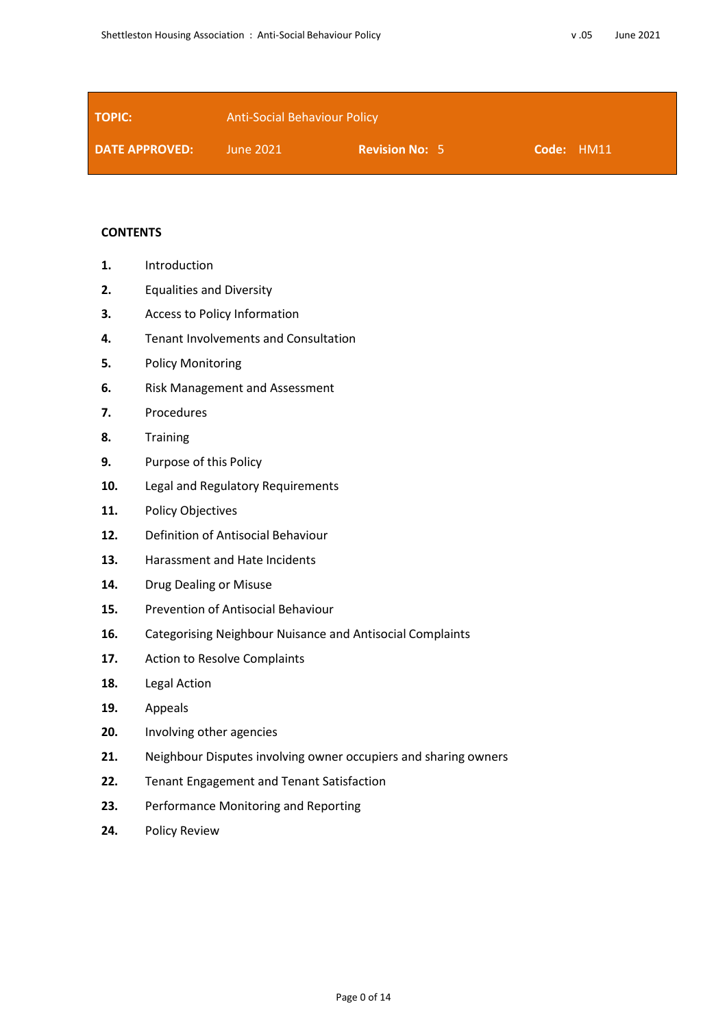| **TOPIC:** | Anti-Social Behaviour Policy | | |
|---|---|---|---|
| **DATE APPROVED:** | June 2021 | **Revision No:** 5 | **Code:** HM11 |

## CONTENTS

| | |
|---|---|
| **1.** | Introduction |
| **2.** | Equalities and Diversity |
| **3.** | Access to Policy Information |
| **4.** | Tenant Involvements and Consultation |
| **5.** | Policy Monitoring |
| **6.** | Risk Management and Assessment |
| **7.** | Procedures |
| **8.** | Training |
| **9.** | Purpose of this Policy |
| **10.** | Legal and Regulatory Requirements |
| **11.** | Policy Objectives |
| **12.** | Definition of Antisocial Behaviour |
| **13.** | Harassment and Hate Incidents |
| **14.** | Drug Dealing or Misuse |
| **15.** | Prevention of Antisocial Behaviour |
| **16.** | Categorising Neighbour Nuisance and Antisocial Complaints |
| **17.** | Action to Resolve Complaints |
| **18.** | Legal Action |
| **19.** | Appeals |
| **20.** | Involving other agencies |
| **21.** | Neighbour Disputes involving owner occupiers and sharing owners |
| **22.** | Tenant Engagement and Tenant Satisfaction |
| **23.** | Performance Monitoring and Reporting |
| **24.** | Policy Review |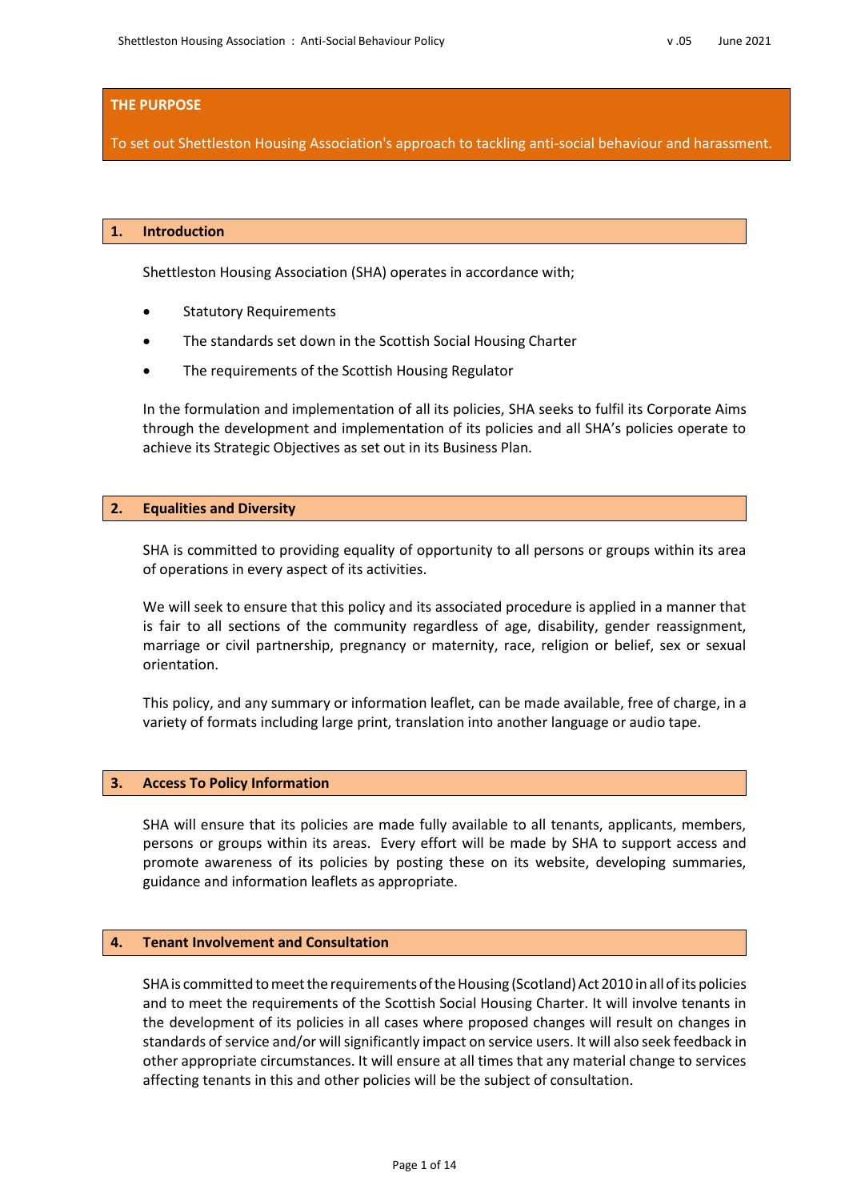## THE PURPOSE

To set out Shettleston Housing Association's approach to tackling anti-social behaviour and harassment.

## 1. Introduction

Shettleston Housing Association (SHA) operates in accordance with;

- Statutory Requirements
- The standards set down in the Scottish Social Housing Charter
- The requirements of the Scottish Housing Regulator

In the formulation and implementation of all its policies, SHA seeks to fulfil its Corporate Aims through the development and implementation of its policies and all SHA's policies operate to achieve its Strategic Objectives as set out in its Business Plan.

## 2. Equalities and Diversity

SHA is committed to providing equality of opportunity to all persons or groups within its area of operations in every aspect of its activities.

We will seek to ensure that this policy and its associated procedure is applied in a manner that is fair to all sections of the community regardless of age, disability, gender reassignment, marriage or civil partnership, pregnancy or maternity, race, religion or belief, sex or sexual orientation.

This policy, and any summary or information leaflet, can be made available, free of charge, in a variety of formats including large print, translation into another language or audio tape.

## 3. Access To Policy Information

SHA will ensure that its policies are made fully available to all tenants, applicants, members, persons or groups within its areas. Every effort will be made by SHA to support access and promote awareness of its policies by posting these on its website, developing summaries, guidance and information leaflets as appropriate.

## 4. Tenant Involvement and Consultation

SHA is committed to meet the requirements of the Housing (Scotland) Act 2010 in all of its policies and to meet the requirements of the Scottish Social Housing Charter. It will involve tenants in the development of its policies in all cases where proposed changes will result on changes in standards of service and/or will significantly impact on service users. It will also seek feedback in other appropriate circumstances. It will ensure at all times that any material change to services affecting tenants in this and other policies will be the subject of consultation.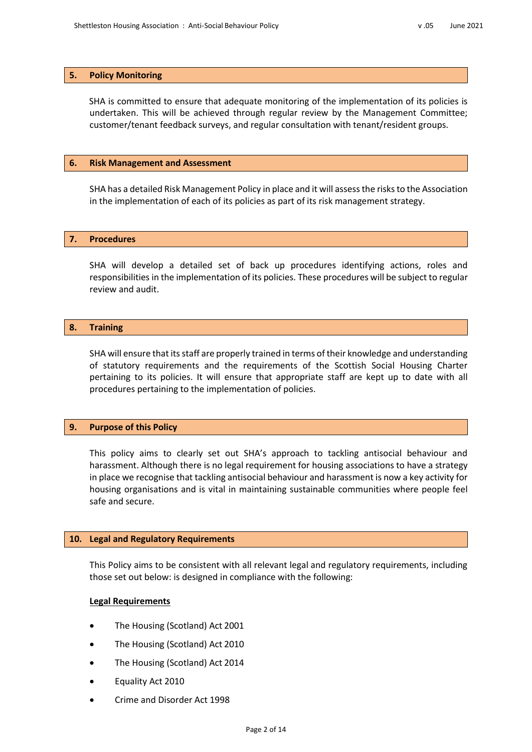## 5. Policy Monitoring

SHA is committed to ensure that adequate monitoring of the implementation of its policies is undertaken. This will be achieved through regular review by the Management Committee; customer/tenant feedback surveys, and regular consultation with tenant/resident groups.

## 6. Risk Management and Assessment

SHA has a detailed Risk Management Policy in place and it will assess the risks to the Association in the implementation of each of its policies as part of its risk management strategy.

## 7. Procedures

SHA will develop a detailed set of back up procedures identifying actions, roles and responsibilities in the implementation of its policies. These procedures will be subject to regular review and audit.

## 8. Training

SHA will ensure that its staff are properly trained in terms of their knowledge and understanding of statutory requirements and the requirements of the Scottish Social Housing Charter pertaining to its policies. It will ensure that appropriate staff are kept up to date with all procedures pertaining to the implementation of policies.

## 9. Purpose of this Policy

This policy aims to clearly set out SHA's approach to tackling antisocial behaviour and harassment. Although there is no legal requirement for housing associations to have a strategy in place we recognise that tackling antisocial behaviour and harassment is now a key activity for housing organisations and is vital in maintaining sustainable communities where people feel safe and secure.

## 10. Legal and Regulatory Requirements

This Policy aims to be consistent with all relevant legal and regulatory requirements, including those set out below: is designed in compliance with the following:

**Legal Requirements**

- The Housing (Scotland) Act 2001
- The Housing (Scotland) Act 2010
- The Housing (Scotland) Act 2014
- Equality Act 2010
- Crime and Disorder Act 1998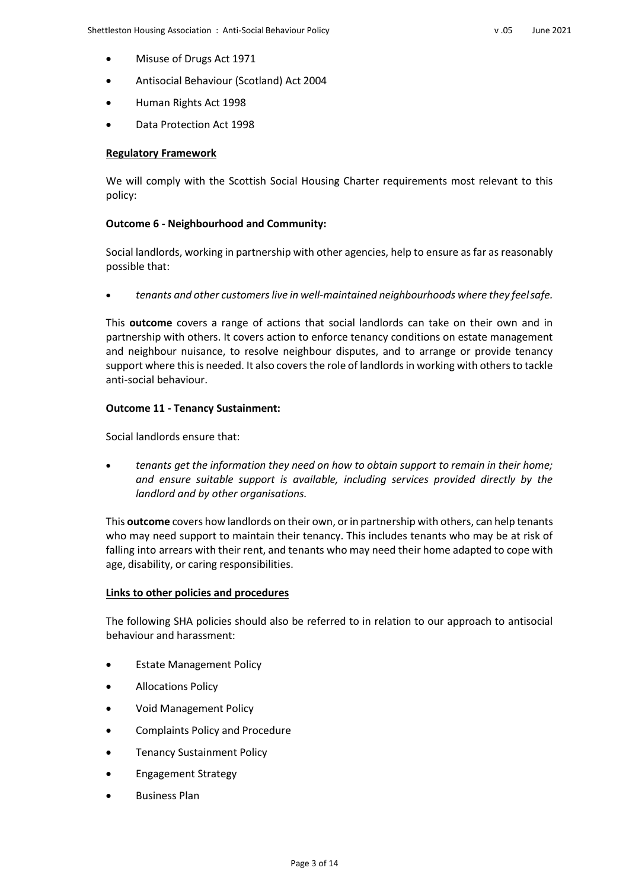- Misuse of Drugs Act 1971
- Antisocial Behaviour (Scotland) Act 2004
- Human Rights Act 1998
- Data Protection Act 1998

**Regulatory Framework**

We will comply with the Scottish Social Housing Charter requirements most relevant to this policy:

**Outcome 6 - Neighbourhood and Community:**

Social landlords, working in partnership with other agencies, help to ensure as far as reasonably possible that:

- *tenants and other customers live in well-maintained neighbourhoods where they feel safe.*

This **outcome** covers a range of actions that social landlords can take on their own and in partnership with others. It covers action to enforce tenancy conditions on estate management and neighbour nuisance, to resolve neighbour disputes, and to arrange or provide tenancy support where this is needed. It also covers the role of landlords in working with others to tackle anti-social behaviour.

**Outcome 11 - Tenancy Sustainment:**

Social landlords ensure that:

- *tenants get the information they need on how to obtain support to remain in their home; and ensure suitable support is available, including services provided directly by the landlord and by other organisations.*

This **outcome** covers how landlords on their own, or in partnership with others, can help tenants who may need support to maintain their tenancy. This includes tenants who may be at risk of falling into arrears with their rent, and tenants who may need their home adapted to cope with age, disability, or caring responsibilities.

**Links to other policies and procedures**

The following SHA policies should also be referred to in relation to our approach to antisocial behaviour and harassment:

- Estate Management Policy
- Allocations Policy
- Void Management Policy
- Complaints Policy and Procedure
- Tenancy Sustainment Policy
- Engagement Strategy
- Business Plan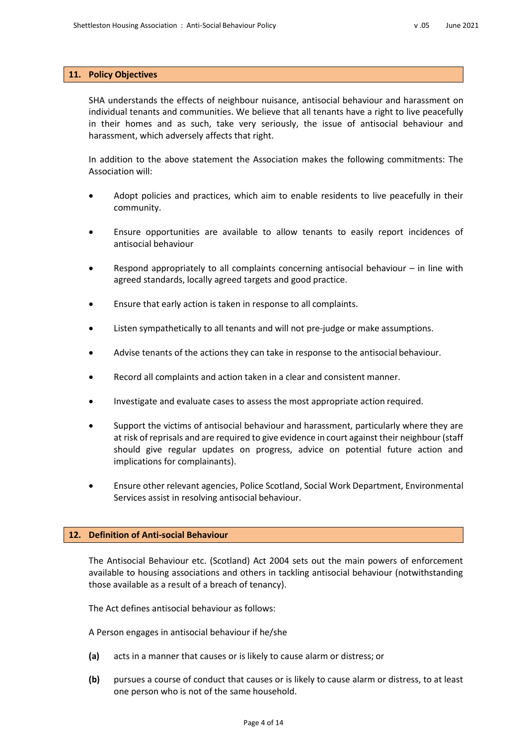## 11. Policy Objectives

SHA understands the effects of neighbour nuisance, antisocial behaviour and harassment on individual tenants and communities. We believe that all tenants have a right to live peacefully in their homes and as such, take very seriously, the issue of antisocial behaviour and harassment, which adversely affects that right.

In addition to the above statement the Association makes the following commitments: The Association will:

- Adopt policies and practices, which aim to enable residents to live peacefully in their community.
- Ensure opportunities are available to allow tenants to easily report incidences of antisocial behaviour
- Respond appropriately to all complaints concerning antisocial behaviour – in line with agreed standards, locally agreed targets and good practice.
- Ensure that early action is taken in response to all complaints.
- Listen sympathetically to all tenants and will not pre-judge or make assumptions.
- Advise tenants of the actions they can take in response to the antisocial behaviour.
- Record all complaints and action taken in a clear and consistent manner.
- Investigate and evaluate cases to assess the most appropriate action required.
- Support the victims of antisocial behaviour and harassment, particularly where they are at risk of reprisals and are required to give evidence in court against their neighbour (staff should give regular updates on progress, advice on potential future action and implications for complainants).
- Ensure other relevant agencies, Police Scotland, Social Work Department, Environmental Services assist in resolving antisocial behaviour.

## 12. Definition of Anti-social Behaviour

The Antisocial Behaviour etc. (Scotland) Act 2004 sets out the main powers of enforcement available to housing associations and others in tackling antisocial behaviour (notwithstanding those available as a result of a breach of tenancy).

The Act defines antisocial behaviour as follows:

A Person engages in antisocial behaviour if he/she

**(a)** acts in a manner that causes or is likely to cause alarm or distress; or

**(b)** pursues a course of conduct that causes or is likely to cause alarm or distress, to at least one person who is not of the same household.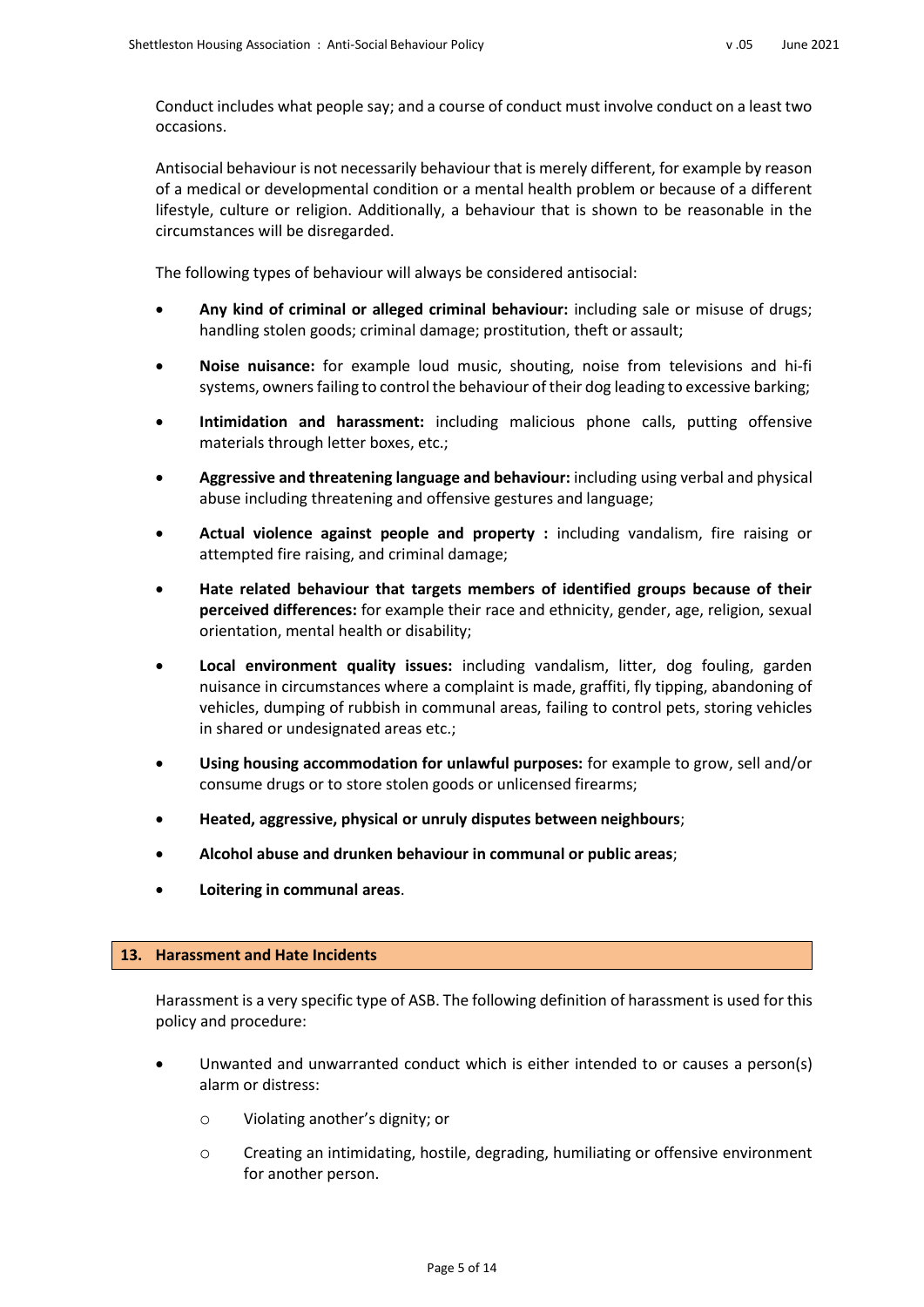Conduct includes what people say; and a course of conduct must involve conduct on a least two occasions.

Antisocial behaviour is not necessarily behaviour that is merely different, for example by reason of a medical or developmental condition or a mental health problem or because of a different lifestyle, culture or religion. Additionally, a behaviour that is shown to be reasonable in the circumstances will be disregarded.

The following types of behaviour will always be considered antisocial:

- **Any kind of criminal or alleged criminal behaviour:** including sale or misuse of drugs; handling stolen goods; criminal damage; prostitution, theft or assault;
- **Noise nuisance:** for example loud music, shouting, noise from televisions and hi-fi systems, owners failing to control the behaviour of their dog leading to excessive barking;
- **Intimidation and harassment:** including malicious phone calls, putting offensive materials through letter boxes, etc.;
- **Aggressive and threatening language and behaviour:** including using verbal and physical abuse including threatening and offensive gestures and language;
- **Actual violence against people and property :** including vandalism, fire raising or attempted fire raising, and criminal damage;
- **Hate related behaviour that targets members of identified groups because of their perceived differences:** for example their race and ethnicity, gender, age, religion, sexual orientation, mental health or disability;
- **Local environment quality issues:** including vandalism, litter, dog fouling, garden nuisance in circumstances where a complaint is made, graffiti, fly tipping, abandoning of vehicles, dumping of rubbish in communal areas, failing to control pets, storing vehicles in shared or undesignated areas etc.;
- **Using housing accommodation for unlawful purposes:** for example to grow, sell and/or consume drugs or to store stolen goods or unlicensed firearms;
- **Heated, aggressive, physical or unruly disputes between neighbours**;
- **Alcohol abuse and drunken behaviour in communal or public areas**;
- **Loitering in communal areas**.

## 13. Harassment and Hate Incidents

Harassment is a very specific type of ASB. The following definition of harassment is used for this policy and procedure:

- Unwanted and unwarranted conduct which is either intended to or causes a person(s) alarm or distress:
  - Violating another's dignity; or
  - Creating an intimidating, hostile, degrading, humiliating or offensive environment for another person.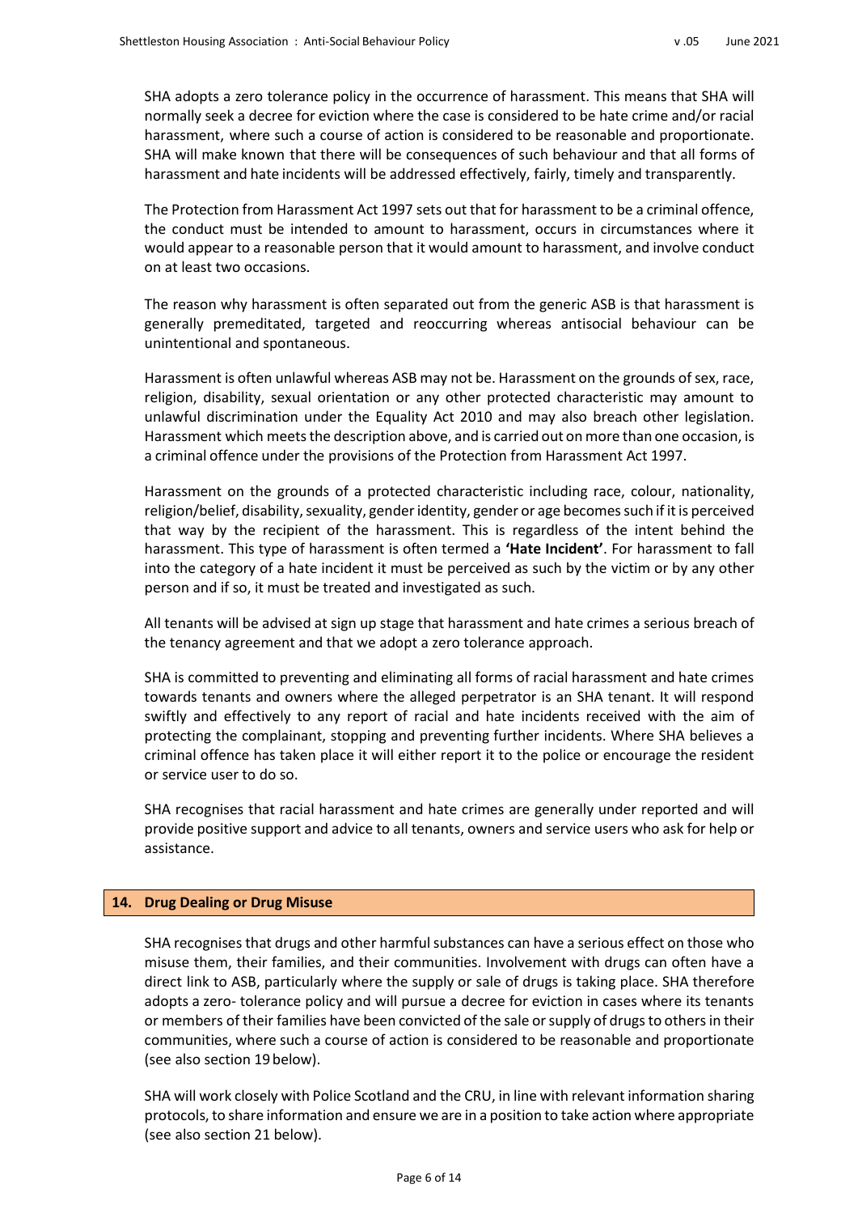SHA adopts a zero tolerance policy in the occurrence of harassment. This means that SHA will normally seek a decree for eviction where the case is considered to be hate crime and/or racial harassment, where such a course of action is considered to be reasonable and proportionate. SHA will make known that there will be consequences of such behaviour and that all forms of harassment and hate incidents will be addressed effectively, fairly, timely and transparently.

The Protection from Harassment Act 1997 sets out that for harassment to be a criminal offence, the conduct must be intended to amount to harassment, occurs in circumstances where it would appear to a reasonable person that it would amount to harassment, and involve conduct on at least two occasions.

The reason why harassment is often separated out from the generic ASB is that harassment is generally premeditated, targeted and reoccurring whereas antisocial behaviour can be unintentional and spontaneous.

Harassment is often unlawful whereas ASB may not be. Harassment on the grounds of sex, race, religion, disability, sexual orientation or any other protected characteristic may amount to unlawful discrimination under the Equality Act 2010 and may also breach other legislation. Harassment which meets the description above, and is carried out on more than one occasion, is a criminal offence under the provisions of the Protection from Harassment Act 1997.

Harassment on the grounds of a protected characteristic including race, colour, nationality, religion/belief, disability, sexuality, gender identity, gender or age becomes such if it is perceived that way by the recipient of the harassment. This is regardless of the intent behind the harassment. This type of harassment is often termed a **'Hate Incident'**. For harassment to fall into the category of a hate incident it must be perceived as such by the victim or by any other person and if so, it must be treated and investigated as such.

All tenants will be advised at sign up stage that harassment and hate crimes a serious breach of the tenancy agreement and that we adopt a zero tolerance approach.

SHA is committed to preventing and eliminating all forms of racial harassment and hate crimes towards tenants and owners where the alleged perpetrator is an SHA tenant. It will respond swiftly and effectively to any report of racial and hate incidents received with the aim of protecting the complainant, stopping and preventing further incidents. Where SHA believes a criminal offence has taken place it will either report it to the police or encourage the resident or service user to do so.

SHA recognises that racial harassment and hate crimes are generally under reported and will provide positive support and advice to all tenants, owners and service users who ask for help or assistance.

## 14. Drug Dealing or Drug Misuse

SHA recognises that drugs and other harmful substances can have a serious effect on those who misuse them, their families, and their communities. Involvement with drugs can often have a direct link to ASB, particularly where the supply or sale of drugs is taking place. SHA therefore adopts a zero- tolerance policy and will pursue a decree for eviction in cases where its tenants or members of their families have been convicted of the sale or supply of drugs to others in their communities, where such a course of action is considered to be reasonable and proportionate (see also section 19 below).

SHA will work closely with Police Scotland and the CRU, in line with relevant information sharing protocols, to share information and ensure we are in a position to take action where appropriate (see also section 21 below).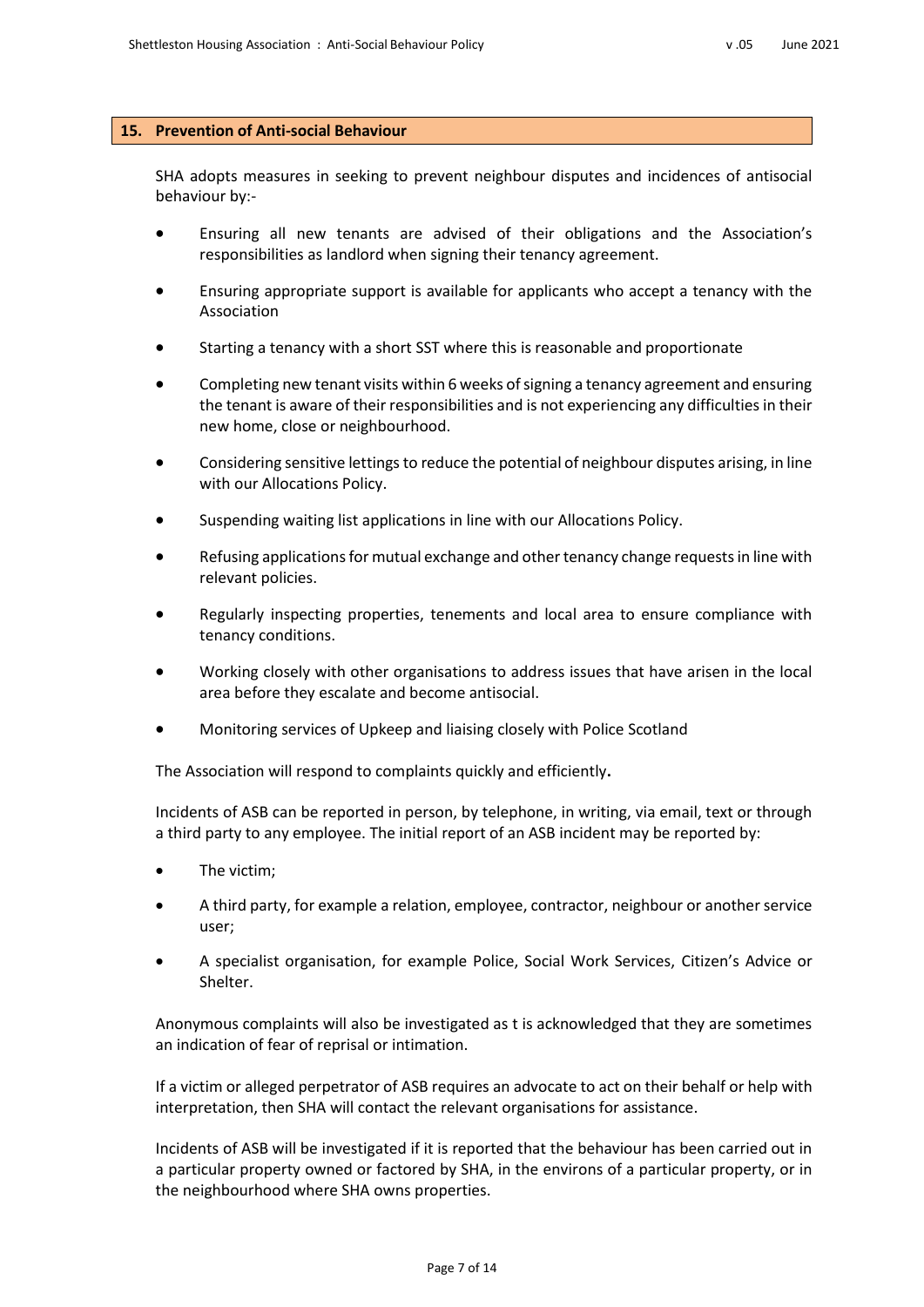## 15. Prevention of Anti-social Behaviour

SHA adopts measures in seeking to prevent neighbour disputes and incidences of antisocial behaviour by:-

- Ensuring all new tenants are advised of their obligations and the Association's responsibilities as landlord when signing their tenancy agreement.
- Ensuring appropriate support is available for applicants who accept a tenancy with the Association
- Starting a tenancy with a short SST where this is reasonable and proportionate
- Completing new tenant visits within 6 weeks of signing a tenancy agreement and ensuring the tenant is aware of their responsibilities and is not experiencing any difficulties in their new home, close or neighbourhood.
- Considering sensitive lettings to reduce the potential of neighbour disputes arising, in line with our Allocations Policy.
- Suspending waiting list applications in line with our Allocations Policy.
- Refusing applications for mutual exchange and other tenancy change requests in line with relevant policies.
- Regularly inspecting properties, tenements and local area to ensure compliance with tenancy conditions.
- Working closely with other organisations to address issues that have arisen in the local area before they escalate and become antisocial.
- Monitoring services of Upkeep and liaising closely with Police Scotland

The Association will respond to complaints quickly and efficiently**.**

Incidents of ASB can be reported in person, by telephone, in writing, via email, text or through a third party to any employee. The initial report of an ASB incident may be reported by:

- The victim;
- A third party, for example a relation, employee, contractor, neighbour or another service user;
- A specialist organisation, for example Police, Social Work Services, Citizen's Advice or Shelter.

Anonymous complaints will also be investigated as t is acknowledged that they are sometimes an indication of fear of reprisal or intimation.

If a victim or alleged perpetrator of ASB requires an advocate to act on their behalf or help with interpretation, then SHA will contact the relevant organisations for assistance.

Incidents of ASB will be investigated if it is reported that the behaviour has been carried out in a particular property owned or factored by SHA, in the environs of a particular property, or in the neighbourhood where SHA owns properties.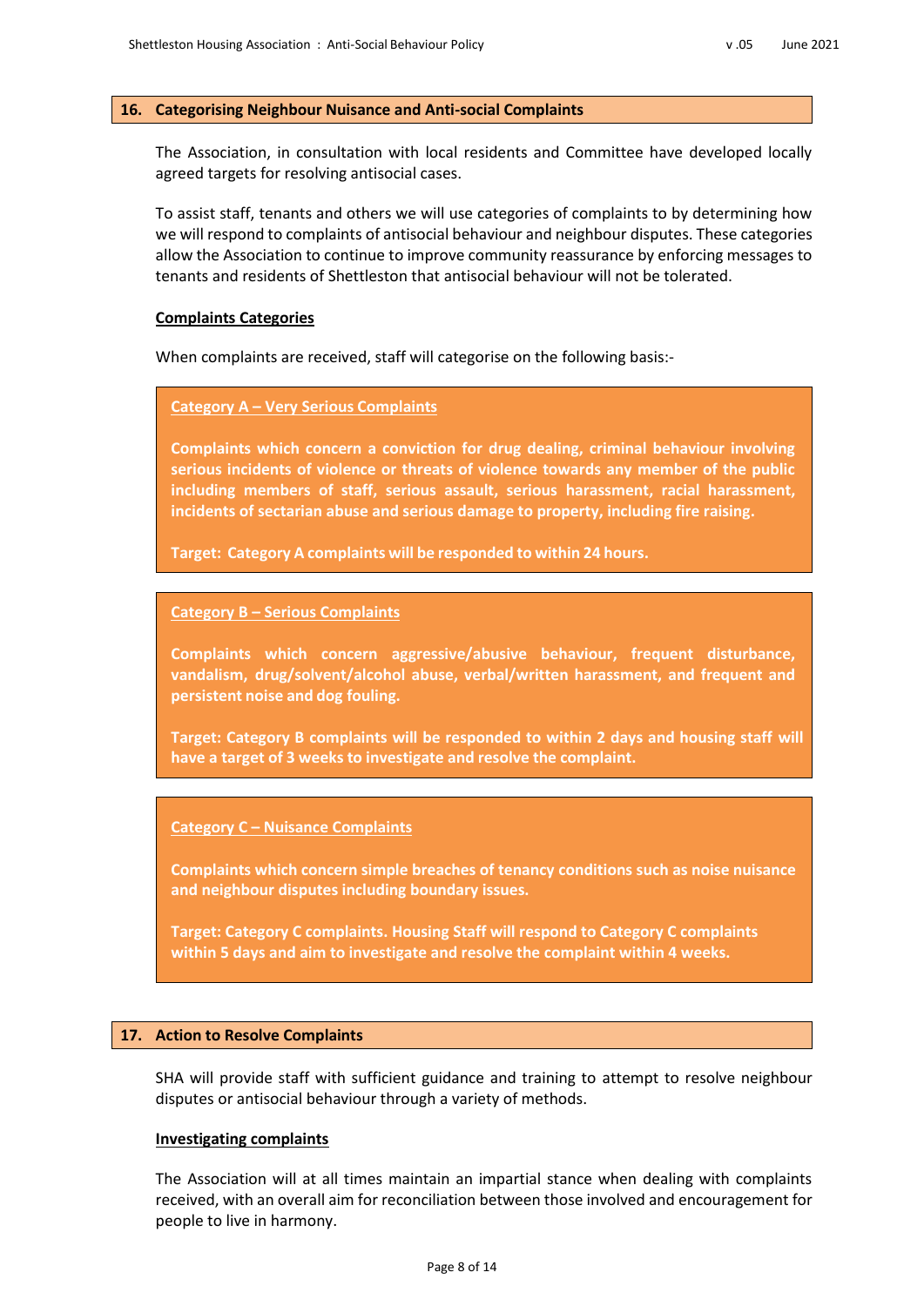## 16. Categorising Neighbour Nuisance and Anti-social Complaints

The Association, in consultation with local residents and Committee have developed locally agreed targets for resolving antisocial cases.

To assist staff, tenants and others we will use categories of complaints to by determining how we will respond to complaints of antisocial behaviour and neighbour disputes. These categories allow the Association to continue to improve community reassurance by enforcing messages to tenants and residents of Shettleston that antisocial behaviour will not be tolerated.

### Complaints Categories

When complaints are received, staff will categorise on the following basis:-

**Category A – Very Serious Complaints**

**Complaints which concern a conviction for drug dealing, criminal behaviour involving serious incidents of violence or threats of violence towards any member of the public including members of staff, serious assault, serious harassment, racial harassment, incidents of sectarian abuse and serious damage to property, including fire raising.**

**Target: Category A complaints will be responded to within 24 hours.**

**Category B – Serious Complaints**

**Complaints which concern aggressive/abusive behaviour, frequent disturbance, vandalism, drug/solvent/alcohol abuse, verbal/written harassment, and frequent and persistent noise and dog fouling.**

**Target: Category B complaints will be responded to within 2 days and housing staff will have a target of 3 weeks to investigate and resolve the complaint.**

**Category C – Nuisance Complaints**

**Complaints which concern simple breaches of tenancy conditions such as noise nuisance and neighbour disputes including boundary issues.**

**Target: Category C complaints. Housing Staff will respond to Category C complaints within 5 days and aim to investigate and resolve the complaint within 4 weeks.**

## 17. Action to Resolve Complaints

SHA will provide staff with sufficient guidance and training to attempt to resolve neighbour disputes or antisocial behaviour through a variety of methods.

### Investigating complaints

The Association will at all times maintain an impartial stance when dealing with complaints received, with an overall aim for reconciliation between those involved and encouragement for people to live in harmony.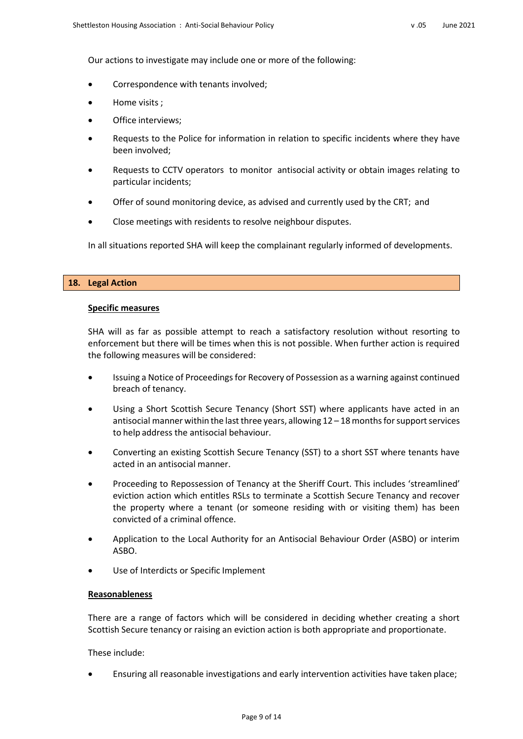Our actions to investigate may include one or more of the following:

- Correspondence with tenants involved;
- Home visits ;
- Office interviews;
- Requests to the Police for information in relation to specific incidents where they have been involved;
- Requests to CCTV operators to monitor antisocial activity or obtain images relating to particular incidents;
- Offer of sound monitoring device, as advised and currently used by the CRT; and
- Close meetings with residents to resolve neighbour disputes.

In all situations reported SHA will keep the complainant regularly informed of developments.

## 18. Legal Action

**Specific measures**

SHA will as far as possible attempt to reach a satisfactory resolution without resorting to enforcement but there will be times when this is not possible. When further action is required the following measures will be considered:

- Issuing a Notice of Proceedings for Recovery of Possession as a warning against continued breach of tenancy.
- Using a Short Scottish Secure Tenancy (Short SST) where applicants have acted in an antisocial manner within the last three years, allowing 12 – 18 months for support services to help address the antisocial behaviour.
- Converting an existing Scottish Secure Tenancy (SST) to a short SST where tenants have acted in an antisocial manner.
- Proceeding to Repossession of Tenancy at the Sheriff Court. This includes 'streamlined' eviction action which entitles RSLs to terminate a Scottish Secure Tenancy and recover the property where a tenant (or someone residing with or visiting them) has been convicted of a criminal offence.
- Application to the Local Authority for an Antisocial Behaviour Order (ASBO) or interim ASBO.
- Use of Interdicts or Specific Implement

**Reasonableness**

There are a range of factors which will be considered in deciding whether creating a short Scottish Secure tenancy or raising an eviction action is both appropriate and proportionate.

These include:

- Ensuring all reasonable investigations and early intervention activities have taken place;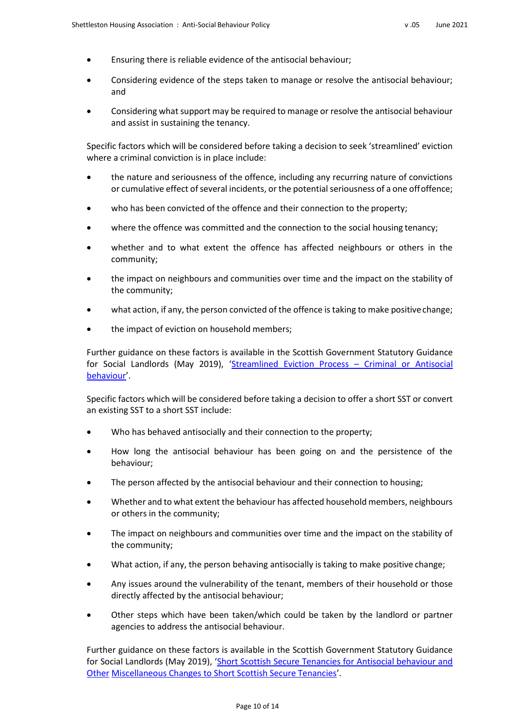- Ensuring there is reliable evidence of the antisocial behaviour;
- Considering evidence of the steps taken to manage or resolve the antisocial behaviour; and
- Considering what support may be required to manage or resolve the antisocial behaviour and assist in sustaining the tenancy.

Specific factors which will be considered before taking a decision to seek 'streamlined' eviction where a criminal conviction is in place include:

- the nature and seriousness of the offence, including any recurring nature of convictions or cumulative effect of several incidents, or the potential seriousness of a one off offence;
- who has been convicted of the offence and their connection to the property;
- where the offence was committed and the connection to the social housing tenancy;
- whether and to what extent the offence has affected neighbours or others in the community;
- the impact on neighbours and communities over time and the impact on the stability of the community;
- what action, if any, the person convicted of the offence is taking to make positive change;
- the impact of eviction on household members;

Further guidance on these factors is available in the Scottish Government Statutory Guidance for Social Landlords (May 2019), '[Streamlined Eviction Process – Criminal or Antisocial behaviour]'.

Specific factors which will be considered before taking a decision to offer a short SST or convert an existing SST to a short SST include:

- Who has behaved antisocially and their connection to the property;
- How long the antisocial behaviour has been going on and the persistence of the behaviour;
- The person affected by the antisocial behaviour and their connection to housing;
- Whether and to what extent the behaviour has affected household members, neighbours or others in the community;
- The impact on neighbours and communities over time and the impact on the stability of the community;
- What action, if any, the person behaving antisocially is taking to make positive change;
- Any issues around the vulnerability of the tenant, members of their household or those directly affected by the antisocial behaviour;
- Other steps which have been taken/which could be taken by the landlord or partner agencies to address the antisocial behaviour.

Further guidance on these factors is available in the Scottish Government Statutory Guidance for Social Landlords (May 2019), '[Short Scottish Secure Tenancies for Antisocial behaviour and Other Miscellaneous Changes to Short Scottish Secure Tenancies]'.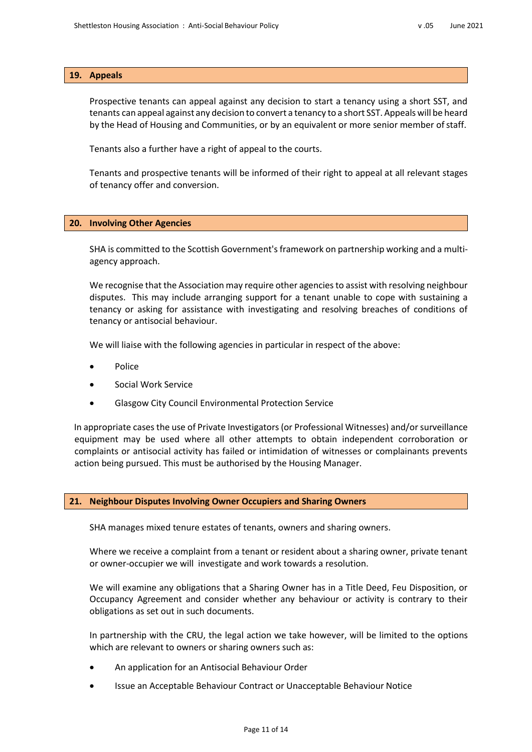## 19. Appeals

Prospective tenants can appeal against any decision to start a tenancy using a short SST, and tenants can appeal against any decision to convert a tenancy to a short SST. Appeals will be heard by the Head of Housing and Communities, or by an equivalent or more senior member of staff.

Tenants also a further have a right of appeal to the courts.

Tenants and prospective tenants will be informed of their right to appeal at all relevant stages of tenancy offer and conversion.

## 20. Involving Other Agencies

SHA is committed to the Scottish Government's framework on partnership working and a multi-agency approach.

We recognise that the Association may require other agencies to assist with resolving neighbour disputes. This may include arranging support for a tenant unable to cope with sustaining a tenancy or asking for assistance with investigating and resolving breaches of conditions of tenancy or antisocial behaviour.

We will liaise with the following agencies in particular in respect of the above:

- Police
- Social Work Service
- Glasgow City Council Environmental Protection Service

In appropriate cases the use of Private Investigators (or Professional Witnesses) and/or surveillance equipment may be used where all other attempts to obtain independent corroboration or complaints or antisocial activity has failed or intimidation of witnesses or complainants prevents action being pursued. This must be authorised by the Housing Manager.

## 21. Neighbour Disputes Involving Owner Occupiers and Sharing Owners

SHA manages mixed tenure estates of tenants, owners and sharing owners.

Where we receive a complaint from a tenant or resident about a sharing owner, private tenant or owner-occupier we will investigate and work towards a resolution.

We will examine any obligations that a Sharing Owner has in a Title Deed, Feu Disposition, or Occupancy Agreement and consider whether any behaviour or activity is contrary to their obligations as set out in such documents.

In partnership with the CRU, the legal action we take however, will be limited to the options which are relevant to owners or sharing owners such as:

- An application for an Antisocial Behaviour Order
- Issue an Acceptable Behaviour Contract or Unacceptable Behaviour Notice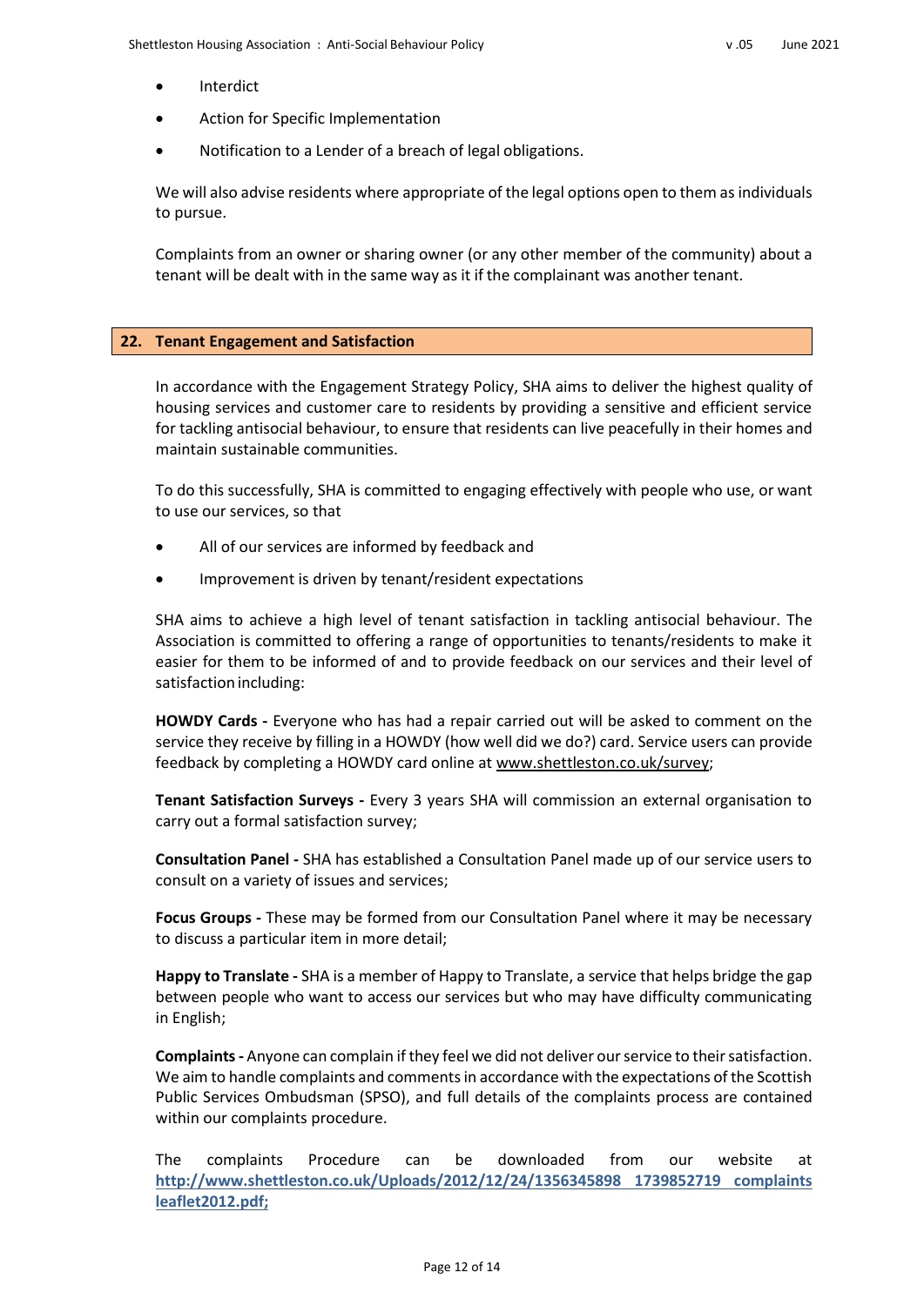- Interdict
- Action for Specific Implementation
- Notification to a Lender of a breach of legal obligations.

We will also advise residents where appropriate of the legal options open to them as individuals to pursue.

Complaints from an owner or sharing owner (or any other member of the community) about a tenant will be dealt with in the same way as it if the complainant was another tenant.

## 22. Tenant Engagement and Satisfaction

In accordance with the Engagement Strategy Policy, SHA aims to deliver the highest quality of housing services and customer care to residents by providing a sensitive and efficient service for tackling antisocial behaviour, to ensure that residents can live peacefully in their homes and maintain sustainable communities.

To do this successfully, SHA is committed to engaging effectively with people who use, or want to use our services, so that

- All of our services are informed by feedback and
- Improvement is driven by tenant/resident expectations

SHA aims to achieve a high level of tenant satisfaction in tackling antisocial behaviour. The Association is committed to offering a range of opportunities to tenants/residents to make it easier for them to be informed of and to provide feedback on our services and their level of satisfaction including:

**HOWDY Cards -** Everyone who has had a repair carried out will be asked to comment on the service they receive by filling in a HOWDY (how well did we do?) card. Service users can provide feedback by completing a HOWDY card online at www.shettleston.co.uk/survey;

**Tenant Satisfaction Surveys -** Every 3 years SHA will commission an external organisation to carry out a formal satisfaction survey;

**Consultation Panel -** SHA has established a Consultation Panel made up of our service users to consult on a variety of issues and services;

**Focus Groups -** These may be formed from our Consultation Panel where it may be necessary to discuss a particular item in more detail;

**Happy to Translate -** SHA is a member of Happy to Translate, a service that helps bridge the gap between people who want to access our services but who may have difficulty communicating in English;

**Complaints -** Anyone can complain if they feel we did not deliver our service to their satisfaction. We aim to handle complaints and comments in accordance with the expectations of the Scottish Public Services Ombudsman (SPSO), and full details of the complaints process are contained within our complaints procedure.

The complaints Procedure can be downloaded from our website at **http://www.shettleston.co.uk/Uploads/2012/12/24/1356345898_1739852719_complaints leaflet2012.pdf;**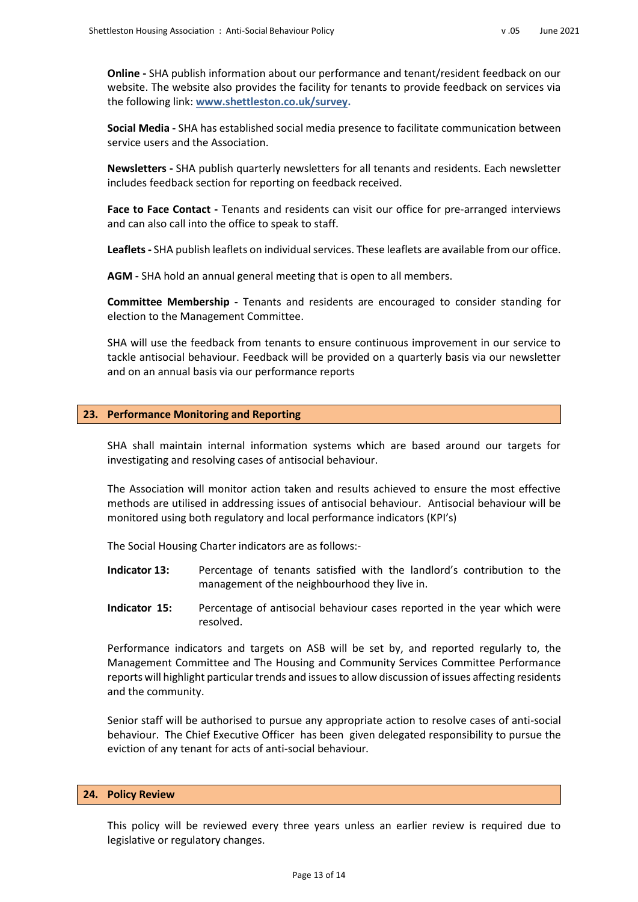**Online -** SHA publish information about our performance and tenant/resident feedback on our website. The website also provides the facility for tenants to provide feedback on services via the following link: **www.shettleston.co.uk/survey.**

**Social Media -** SHA has established social media presence to facilitate communication between service users and the Association.

**Newsletters -** SHA publish quarterly newsletters for all tenants and residents. Each newsletter includes feedback section for reporting on feedback received.

**Face to Face Contact -** Tenants and residents can visit our office for pre-arranged interviews and can also call into the office to speak to staff.

**Leaflets -** SHA publish leaflets on individual services. These leaflets are available from our office.

**AGM -** SHA hold an annual general meeting that is open to all members.

**Committee Membership -** Tenants and residents are encouraged to consider standing for election to the Management Committee.

SHA will use the feedback from tenants to ensure continuous improvement in our service to tackle antisocial behaviour. Feedback will be provided on a quarterly basis via our newsletter and on an annual basis via our performance reports

## 23. Performance Monitoring and Reporting

SHA shall maintain internal information systems which are based around our targets for investigating and resolving cases of antisocial behaviour.

The Association will monitor action taken and results achieved to ensure the most effective methods are utilised in addressing issues of antisocial behaviour. Antisocial behaviour will be monitored using both regulatory and local performance indicators (KPI's)

The Social Housing Charter indicators are as follows:-

**Indicator 13:** Percentage of tenants satisfied with the landlord's contribution to the management of the neighbourhood they live in.

**Indicator 15:** Percentage of antisocial behaviour cases reported in the year which were resolved.

Performance indicators and targets on ASB will be set by, and reported regularly to, the Management Committee and The Housing and Community Services Committee Performance reports will highlight particular trends and issues to allow discussion of issues affecting residents and the community.

Senior staff will be authorised to pursue any appropriate action to resolve cases of anti-social behaviour. The Chief Executive Officer has been given delegated responsibility to pursue the eviction of any tenant for acts of anti-social behaviour.

## 24. Policy Review

This policy will be reviewed every three years unless an earlier review is required due to legislative or regulatory changes.